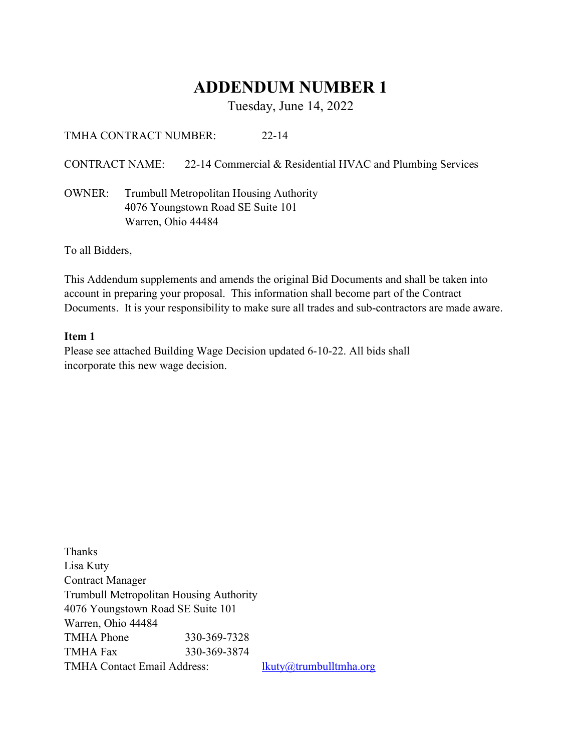# ADDENDUM NUMBER 1

Tuesday, June 14, 2022

TMHA CONTRACT NUMBER: 22-14

CONTRACT NAME: 22-14 Commercial & Residential HVAC and Plumbing Services

OWNER: Trumbull Metropolitan Housing Authority
4076 Youngstown Road SE Suite 101
Warren, Ohio 44484

To all Bidders,

This Addendum supplements and amends the original Bid Documents and shall be taken into account in preparing your proposal. This information shall become part of the Contract Documents. It is your responsibility to make sure all trades and sub-contractors are made aware.

**Item 1**

Please see attached Building Wage Decision updated 6-10-22. All bids shall incorporate this new wage decision.

Thanks
Lisa Kuty
Contract Manager
Trumbull Metropolitan Housing Authority
4076 Youngstown Road SE Suite 101
Warren, Ohio 44484
TMHA Phone 330-369-7328
TMHA Fax 330-369-3874
TMHA Contact Email Address: lkuty@trumbulltmha.org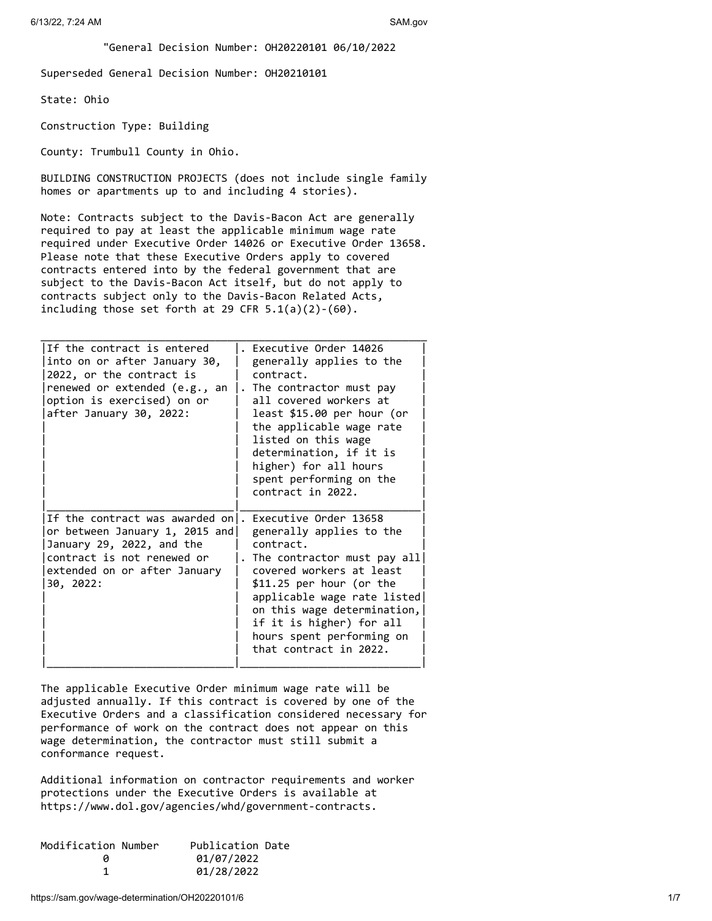"General Decision Number: OH20220101 06/10/2022

Superseded General Decision Number: OH20210101

State: Ohio

Construction Type: Building

County: Trumbull County in Ohio.

BUILDING CONSTRUCTION PROJECTS (does not include single family homes or apartments up to and including 4 stories).

Note: Contracts subject to the Davis-Bacon Act are generally required to pay at least the applicable minimum wage rate required under Executive Order 14026 or Executive Order 13658. Please note that these Executive Orders apply to covered contracts entered into by the federal government that are subject to the Davis-Bacon Act itself, but do not apply to contracts subject only to the Davis-Bacon Related Acts, including those set forth at 29 CFR 5.1(a)(2)-(60).

| | |
|---|---|
| If the contract is entered into on or after January 30, 2022, or the contract is renewed or extended (e.g., an option is exercised) on or after January 30, 2022: | . Executive Order 14026 generally applies to the contract.<br>. The contractor must pay all covered workers at least $15.00 per hour (or the applicable wage rate listed on this wage determination, if it is higher) for all hours spent performing on the contract in 2022. |
| If the contract was awarded on or between January 1, 2015 and January 29, 2022, and the contract is not renewed or extended on or after January 30, 2022: | . Executive Order 13658 generally applies to the contract.<br>. The contractor must pay all covered workers at least $11.25 per hour (or the applicable wage rate listed on this wage determination, if it is higher) for all hours spent performing on that contract in 2022. |

The applicable Executive Order minimum wage rate will be adjusted annually. If this contract is covered by one of the Executive Orders and a classification considered necessary for performance of work on the contract does not appear on this wage determination, the contractor must still submit a conformance request.

Additional information on contractor requirements and worker protections under the Executive Orders is available at https://www.dol.gov/agencies/whd/government-contracts.

| Modification Number | Publication Date |
|---|---|
| 0 | 01/07/2022 |
| 1 | 01/28/2022 |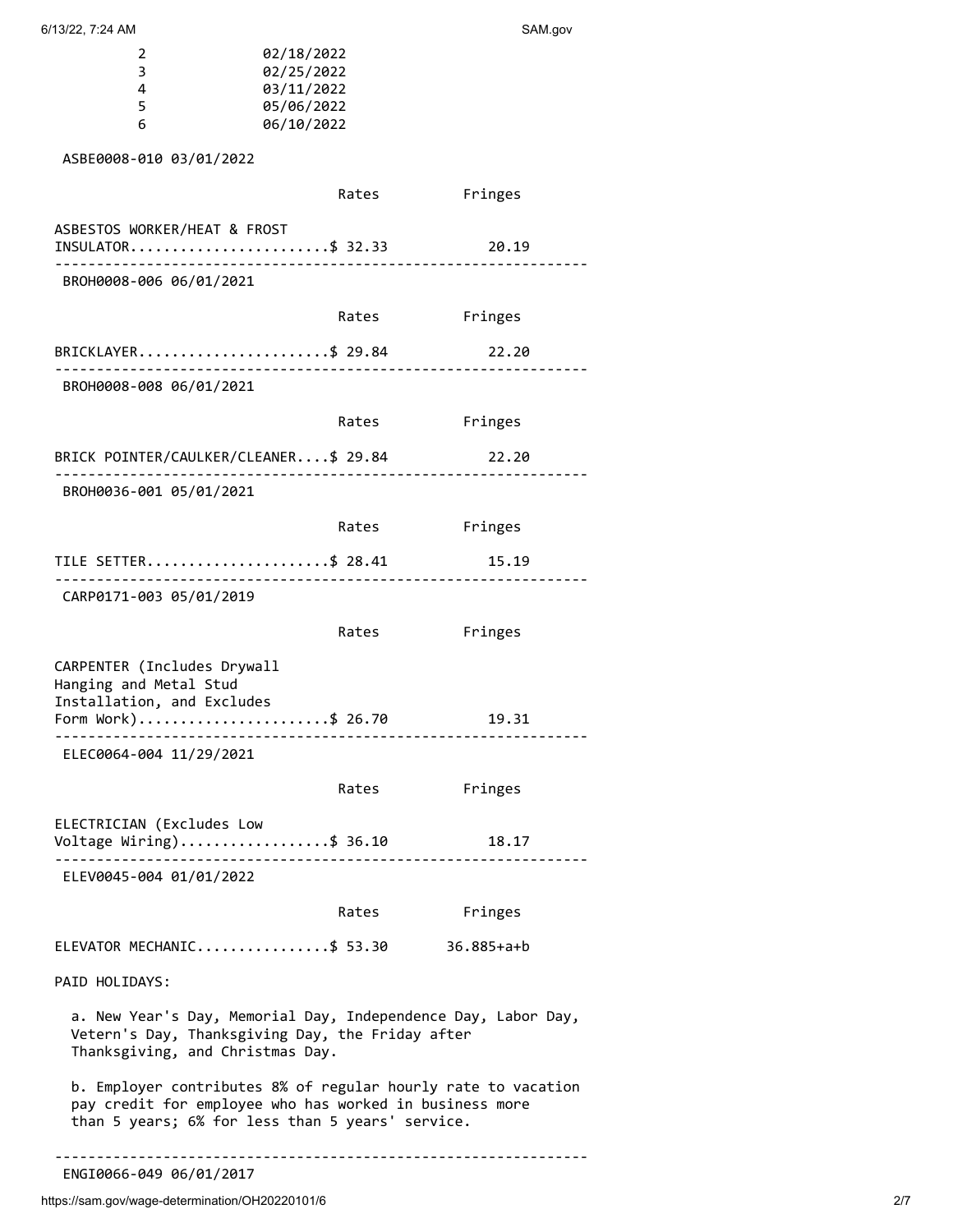| | |
|---|---|
| 2 | 02/18/2022 |
| 3 | 02/25/2022 |
| 4 | 03/11/2022 |
| 5 | 05/06/2022 |
| 6 | 06/10/2022 |

ASBE0008-010 03/01/2022

| | Rates | Fringes |
|---|---|---|
| ASBESTOS WORKER/HEAT & FROST INSULATOR | $ 32.33 | 20.19 |

---

BROH0008-006 06/01/2021

| | Rates | Fringes |
|---|---|---|
| BRICKLAYER | $ 29.84 | 22.20 |

---

BROH0008-008 06/01/2021

| | Rates | Fringes |
|---|---|---|
| BRICK POINTER/CAULKER/CLEANER | $ 29.84 | 22.20 |

---

BROH0036-001 05/01/2021

| | Rates | Fringes |
|---|---|---|
| TILE SETTER | $ 28.41 | 15.19 |

---

CARP0171-003 05/01/2019

| | Rates | Fringes |
|---|---|---|
| CARPENTER (Includes Drywall Hanging and Metal Stud Installation, and Excludes Form Work) | $ 26.70 | 19.31 |

---

ELEC0064-004 11/29/2021

| | Rates | Fringes |
|---|---|---|
| ELECTRICIAN (Excludes Low Voltage Wiring) | $ 36.10 | 18.17 |

---

ELEV0045-004 01/01/2022

| | Rates | Fringes |
|---|---|---|
| ELEVATOR MECHANIC | $ 53.30 | 36.885+a+b |

PAID HOLIDAYS:

a. New Year's Day, Memorial Day, Independence Day, Labor Day, Vetern's Day, Thanksgiving Day, the Friday after Thanksgiving, and Christmas Day.

b. Employer contributes 8% of regular hourly rate to vacation pay credit for employee who has worked in business more than 5 years; 6% for less than 5 years' service.

---

ENGI0066-049 06/01/2017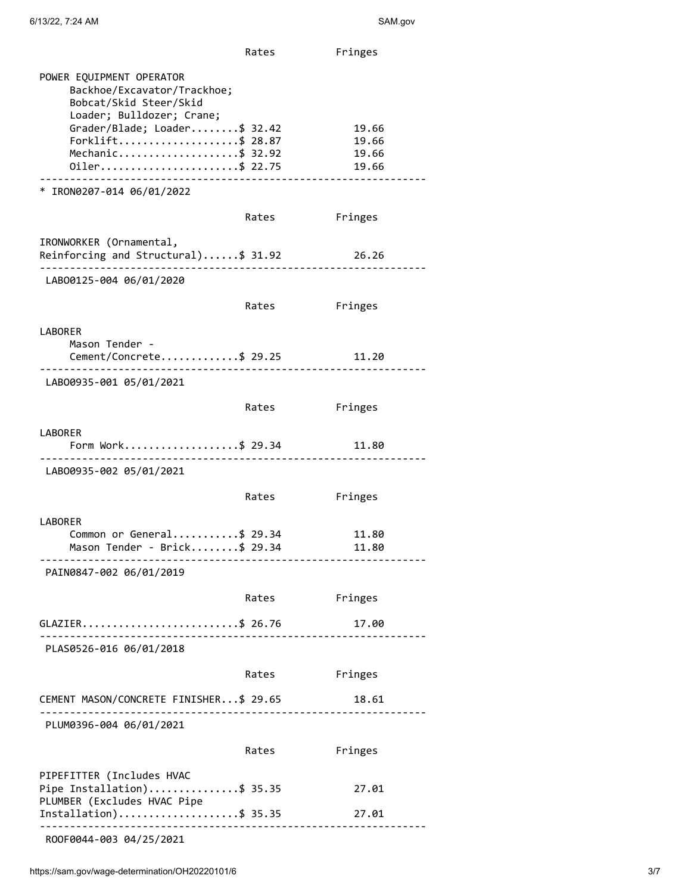| | Rates | Fringes |
|---|---|---|
| POWER EQUIPMENT OPERATOR | | |
| Backhoe/Excavator/Trackhoe; Bobcat/Skid Steer/Skid Loader; Bulldozer; Crane; Grader/Blade; Loader | $ 32.42 | 19.66 |
| Forklift | $ 28.87 | 19.66 |
| Mechanic | $ 32.92 | 19.66 |
| Oiler | $ 22.75 | 19.66 |

* IRON0207-014 06/01/2022

| | Rates | Fringes |
|---|---|---|
| IRONWORKER (Ornamental, Reinforcing and Structural) | $ 31.92 | 26.26 |

LABO0125-004 06/01/2020

| | Rates | Fringes |
|---|---|---|
| LABORER | | |
| Mason Tender - Cement/Concrete | $ 29.25 | 11.20 |

LABO0935-001 05/01/2021

| | Rates | Fringes |
|---|---|---|
| LABORER | | |
| Form Work | $ 29.34 | 11.80 |

LABO0935-002 05/01/2021

| | Rates | Fringes |
|---|---|---|
| LABORER | | |
| Common or General | $ 29.34 | 11.80 |
| Mason Tender - Brick | $ 29.34 | 11.80 |

PAIN0847-002 06/01/2019

| | Rates | Fringes |
|---|---|---|
| GLAZIER | $ 26.76 | 17.00 |

PLAS0526-016 06/01/2018

| | Rates | Fringes |
|---|---|---|
| CEMENT MASON/CONCRETE FINISHER | $ 29.65 | 18.61 |

PLUM0396-004 06/01/2021

| | Rates | Fringes |
|---|---|---|
| PIPEFITTER (Includes HVAC Pipe Installation) | $ 35.35 | 27.01 |
| PLUMBER (Excludes HVAC Pipe Installation) | $ 35.35 | 27.01 |

ROOF0044-003 04/25/2021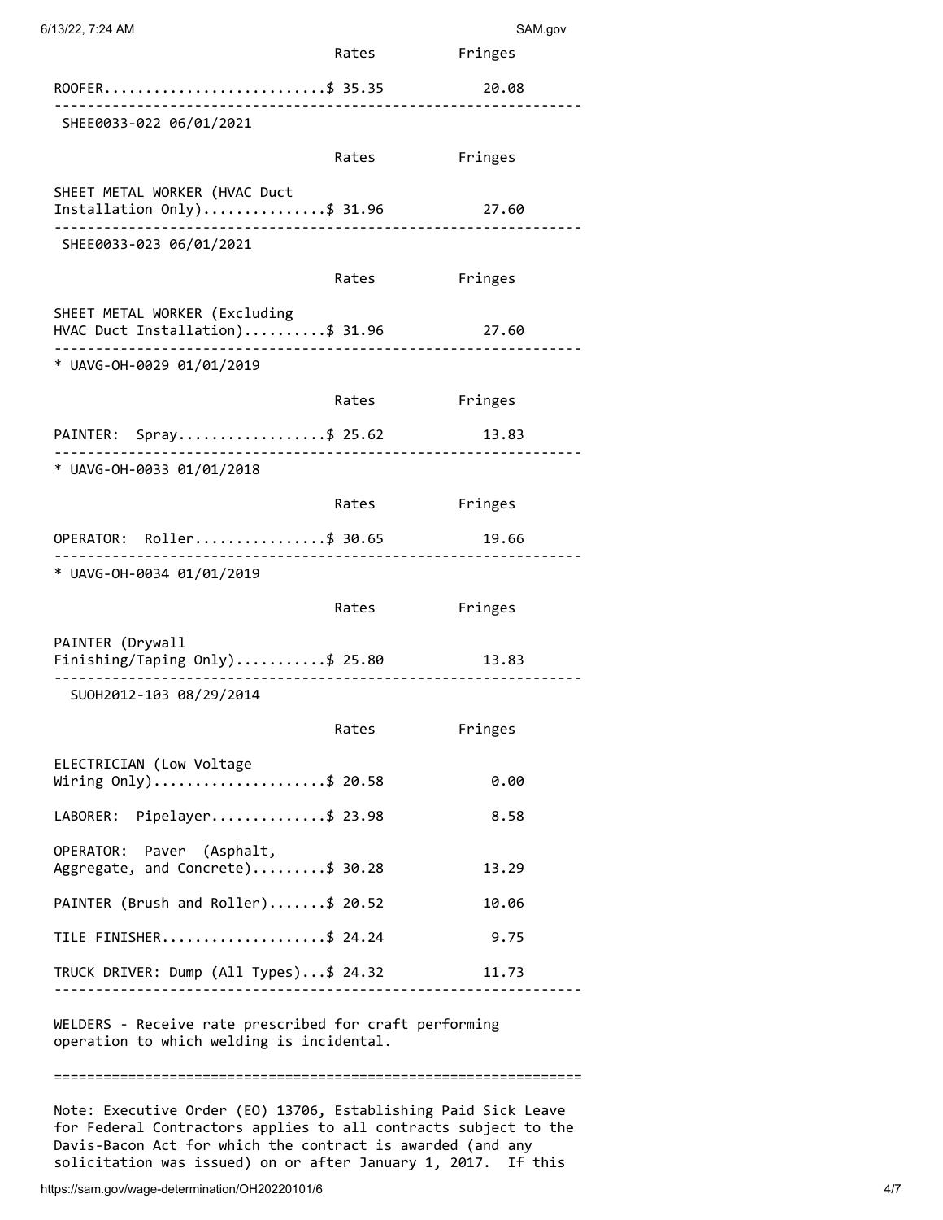| | Rates | Fringes |
|---|---|---|
| ROOFER | $ 35.35 | 20.08 |

SHEE0033-022 06/01/2021

| | Rates | Fringes |
|---|---|---|
| SHEET METAL WORKER (HVAC Duct Installation Only) | $ 31.96 | 27.60 |

SHEE0033-023 06/01/2021

| | Rates | Fringes |
|---|---|---|
| SHEET METAL WORKER (Excluding HVAC Duct Installation) | $ 31.96 | 27.60 |

* UAVG-OH-0029 01/01/2019

| | Rates | Fringes |
|---|---|---|
| PAINTER: Spray | $ 25.62 | 13.83 |

* UAVG-OH-0033 01/01/2018

| | Rates | Fringes |
|---|---|---|
| OPERATOR: Roller | $ 30.65 | 19.66 |

* UAVG-OH-0034 01/01/2019

| | Rates | Fringes |
|---|---|---|
| PAINTER (Drywall Finishing/Taping Only) | $ 25.80 | 13.83 |

SUOH2012-103 08/29/2014

| | Rates | Fringes |
|---|---|---|
| ELECTRICIAN (Low Voltage Wiring Only) | $ 20.58 | 0.00 |
| LABORER: Pipelayer | $ 23.98 | 8.58 |
| OPERATOR: Paver (Asphalt, Aggregate, and Concrete) | $ 30.28 | 13.29 |
| PAINTER (Brush and Roller) | $ 20.52 | 10.06 |
| TILE FINISHER | $ 24.24 | 9.75 |
| TRUCK DRIVER: Dump (All Types) | $ 24.32 | 11.73 |

WELDERS - Receive rate prescribed for craft performing operation to which welding is incidental.

================================================================

Note: Executive Order (EO) 13706, Establishing Paid Sick Leave for Federal Contractors applies to all contracts subject to the Davis-Bacon Act for which the contract is awarded (and any solicitation was issued) on or after January 1, 2017. If this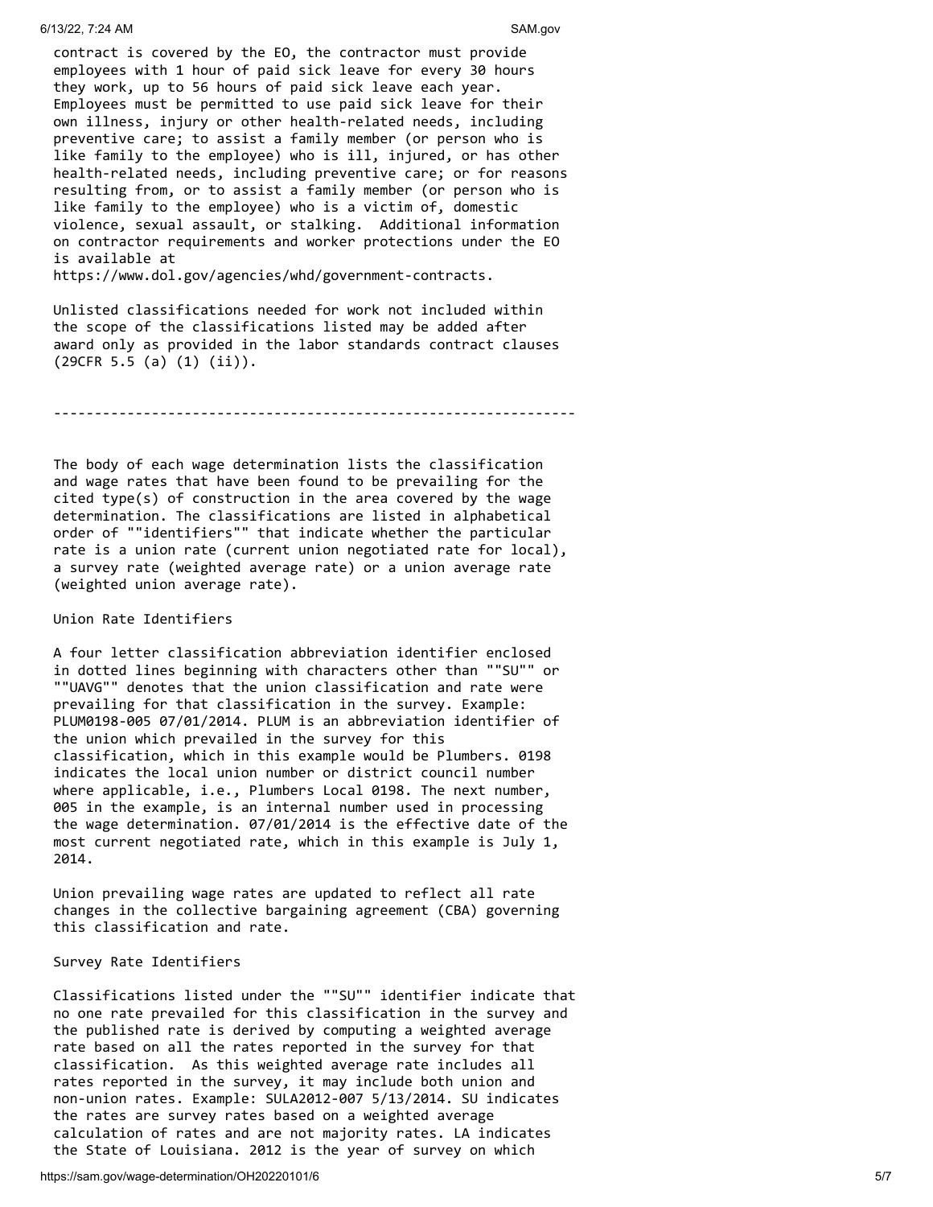contract is covered by the EO, the contractor must provide employees with 1 hour of paid sick leave for every 30 hours they work, up to 56 hours of paid sick leave each year. Employees must be permitted to use paid sick leave for their own illness, injury or other health-related needs, including preventive care; to assist a family member (or person who is like family to the employee) who is ill, injured, or has other health-related needs, including preventive care; or for reasons resulting from, or to assist a family member (or person who is like family to the employee) who is a victim of, domestic violence, sexual assault, or stalking. Additional information on contractor requirements and worker protections under the EO is available at https://www.dol.gov/agencies/whd/government-contracts.

Unlisted classifications needed for work not included within the scope of the classifications listed may be added after award only as provided in the labor standards contract clauses (29CFR 5.5 (a) (1) (ii)).

----------------------------------------------------------------

The body of each wage determination lists the classification and wage rates that have been found to be prevailing for the cited type(s) of construction in the area covered by the wage determination. The classifications are listed in alphabetical order of ""identifiers"" that indicate whether the particular rate is a union rate (current union negotiated rate for local), a survey rate (weighted average rate) or a union average rate (weighted union average rate).

Union Rate Identifiers

A four letter classification abbreviation identifier enclosed in dotted lines beginning with characters other than ""SU"" or ""UAVG"" denotes that the union classification and rate were prevailing for that classification in the survey. Example: PLUM0198-005 07/01/2014. PLUM is an abbreviation identifier of the union which prevailed in the survey for this classification, which in this example would be Plumbers. 0198 indicates the local union number or district council number where applicable, i.e., Plumbers Local 0198. The next number, 005 in the example, is an internal number used in processing the wage determination. 07/01/2014 is the effective date of the most current negotiated rate, which in this example is July 1, 2014.

Union prevailing wage rates are updated to reflect all rate changes in the collective bargaining agreement (CBA) governing this classification and rate.

Survey Rate Identifiers

Classifications listed under the ""SU"" identifier indicate that no one rate prevailed for this classification in the survey and the published rate is derived by computing a weighted average rate based on all the rates reported in the survey for that classification. As this weighted average rate includes all rates reported in the survey, it may include both union and non-union rates. Example: SULA2012-007 5/13/2014. SU indicates the rates are survey rates based on a weighted average calculation of rates and are not majority rates. LA indicates the State of Louisiana. 2012 is the year of survey on which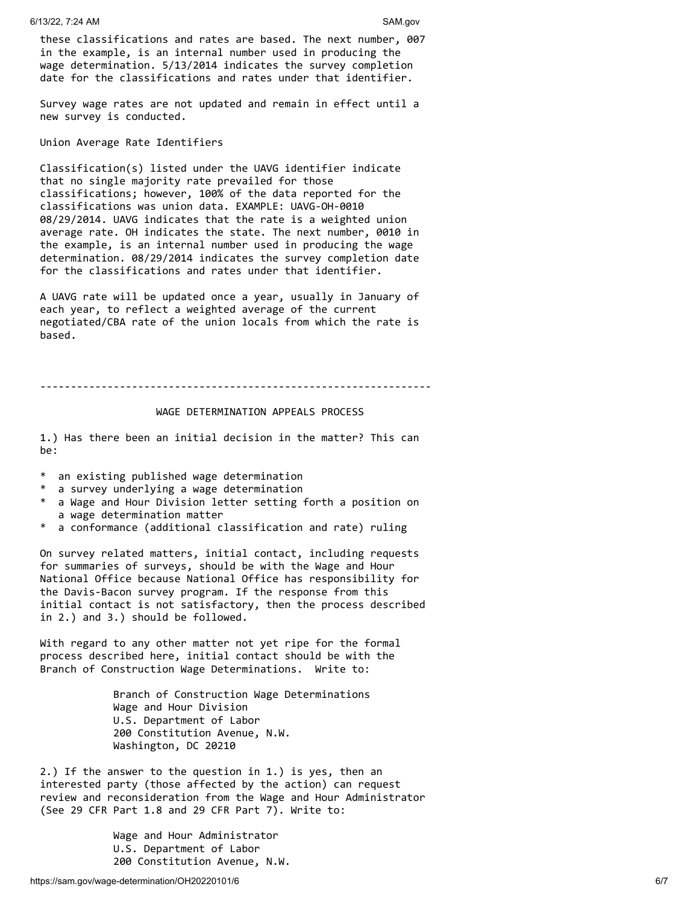these classifications and rates are based. The next number, 007 in the example, is an internal number used in producing the wage determination. 5/13/2014 indicates the survey completion date for the classifications and rates under that identifier.

Survey wage rates are not updated and remain in effect until a new survey is conducted.

Union Average Rate Identifiers

Classification(s) listed under the UAVG identifier indicate that no single majority rate prevailed for those classifications; however, 100% of the data reported for the classifications was union data. EXAMPLE: UAVG-OH-0010 08/29/2014. UAVG indicates that the rate is a weighted union average rate. OH indicates the state. The next number, 0010 in the example, is an internal number used in producing the wage determination. 08/29/2014 indicates the survey completion date for the classifications and rates under that identifier.

A UAVG rate will be updated once a year, usually in January of each year, to reflect a weighted average of the current negotiated/CBA rate of the union locals from which the rate is based.

----------------------------------------------------------------

## WAGE DETERMINATION APPEALS PROCESS

1.) Has there been an initial decision in the matter? This can be:

* an existing published wage determination
* a survey underlying a wage determination
* a Wage and Hour Division letter setting forth a position on a wage determination matter
* a conformance (additional classification and rate) ruling

On survey related matters, initial contact, including requests for summaries of surveys, should be with the Wage and Hour National Office because National Office has responsibility for the Davis-Bacon survey program. If the response from this initial contact is not satisfactory, then the process described in 2.) and 3.) should be followed.

With regard to any other matter not yet ripe for the formal process described here, initial contact should be with the Branch of Construction Wage Determinations. Write to:

Branch of Construction Wage Determinations
Wage and Hour Division
U.S. Department of Labor
200 Constitution Avenue, N.W.
Washington, DC 20210

2.) If the answer to the question in 1.) is yes, then an interested party (those affected by the action) can request review and reconsideration from the Wage and Hour Administrator (See 29 CFR Part 1.8 and 29 CFR Part 7). Write to:

Wage and Hour Administrator
U.S. Department of Labor
200 Constitution Avenue, N.W.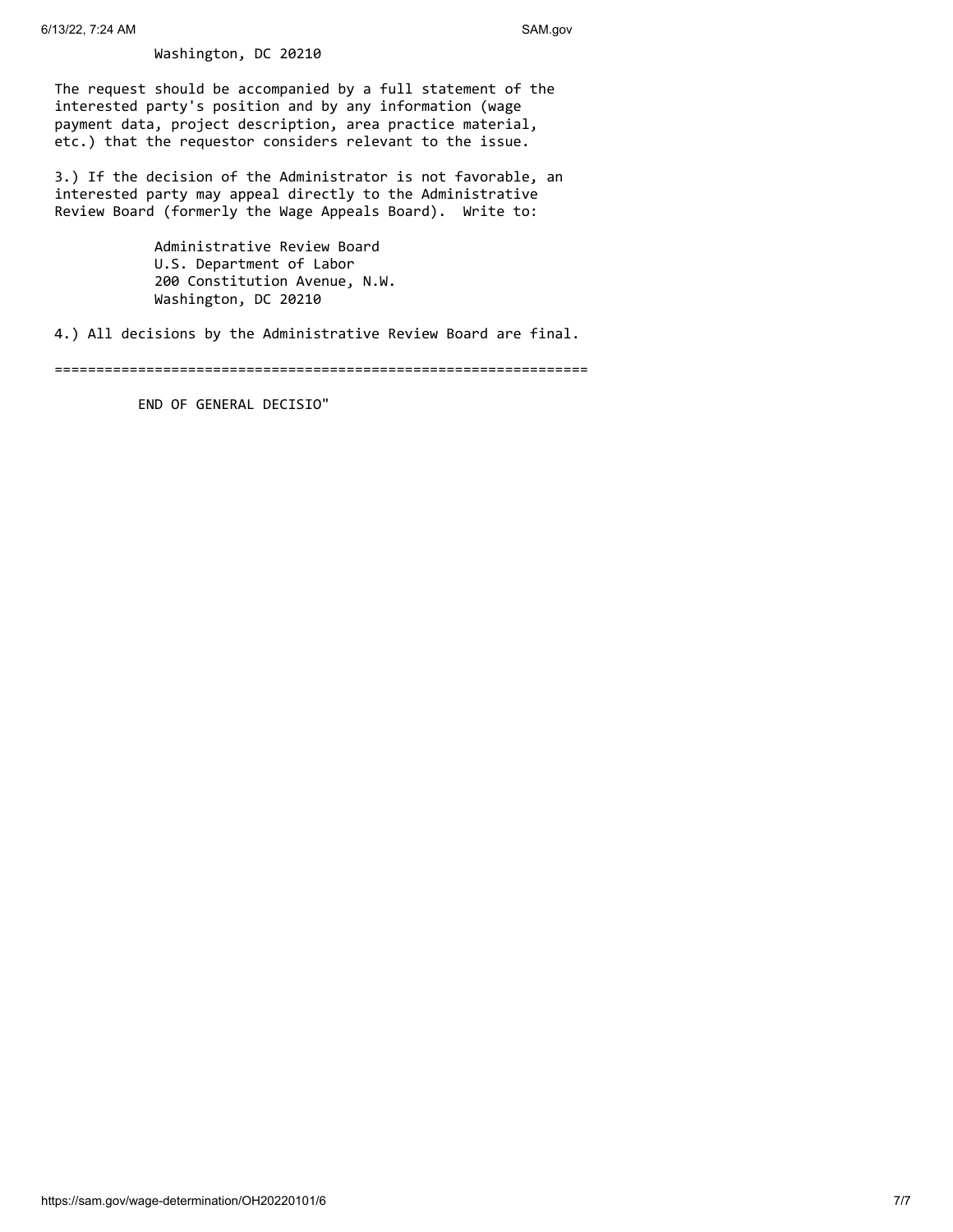Washington, DC 20210

The request should be accompanied by a full statement of the interested party's position and by any information (wage payment data, project description, area practice material, etc.) that the requestor considers relevant to the issue.

3.) If the decision of the Administrator is not favorable, an interested party may appeal directly to the Administrative Review Board (formerly the Wage Appeals Board). Write to:

Administrative Review Board
U.S. Department of Labor
200 Constitution Avenue, N.W.
Washington, DC 20210

4.) All decisions by the Administrative Review Board are final.

================================================================

END OF GENERAL DECISIO"